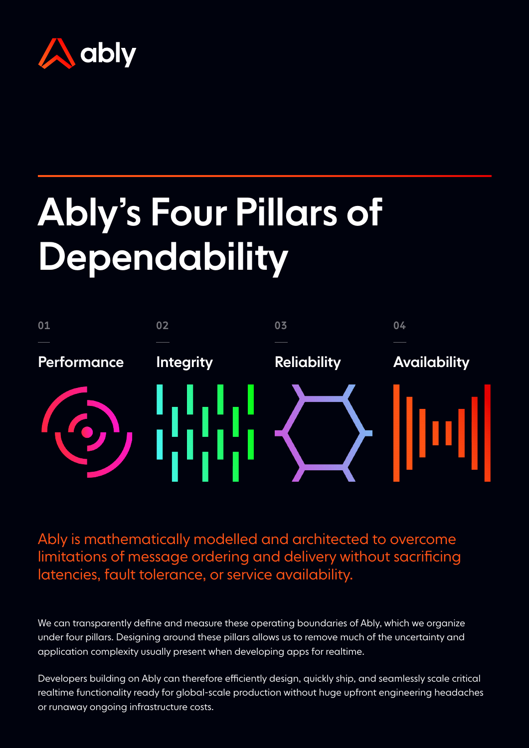ably

# Ably's Four Pillars of Dependability

01 — **Performance**

02 — **Integrity**

03 — **Reliability**

04 — **Availability**

Ably is mathematically modelled and architected to overcome limitations of message ordering and delivery without sacrificing latencies, fault tolerance, or service availability.

We can transparently define and measure these operating boundaries of Ably, which we organize under four pillars. Designing around these pillars allows us to remove much of the uncertainty and application complexity usually present when developing apps for realtime.

Developers building on Ably can therefore efficiently design, quickly ship, and seamlessly scale critical realtime functionality ready for global-scale production without huge upfront engineering headaches or runaway ongoing infrastructure costs.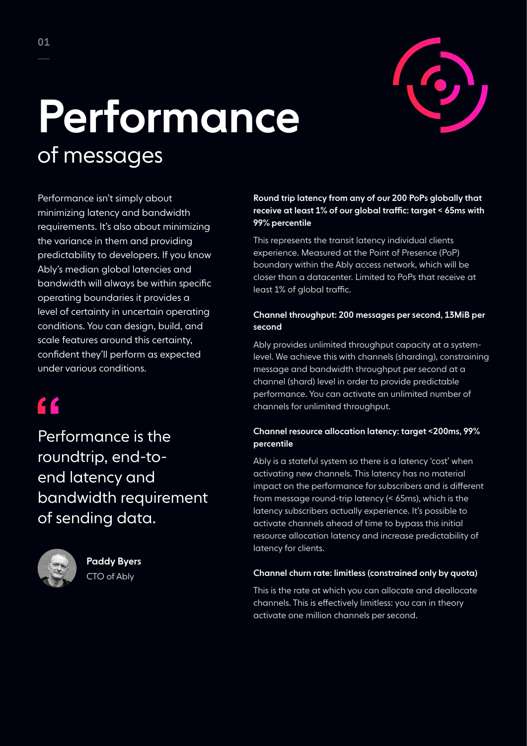# Performance

## of messages

Performance isn't simply about minimizing latency and bandwidth requirements. It's also about minimizing the variance in them and providing predictability to developers. If you know Ably's median global latencies and bandwidth will always be within specific operating boundaries it provides a level of certainty in uncertain operating conditions. You can design, build, and scale features around this certainty, confident they'll perform as expected under various conditions.

> Performance is the roundtrip, end-to-end latency and bandwidth requirement of sending data.
>
> **Paddy Byers**
> CTO of Ably

**Round trip latency from any of our 200 PoPs globally that receive at least 1% of our global traffic: target < 65ms with 99% percentile**

This represents the transit latency individual clients experience. Measured at the Point of Presence (PoP) boundary within the Ably access network, which will be closer than a datacenter. Limited to PoPs that receive at least 1% of global traffic.

**Channel throughput: 200 messages per second, 13MiB per second**

Ably provides unlimited throughput capacity at a system-level. We achieve this with channels (sharding), constraining message and bandwidth throughput per second at a channel (shard) level in order to provide predictable performance. You can activate an unlimited number of channels for unlimited throughput.

**Channel resource allocation latency: target <200ms, 99% percentile**

Ably is a stateful system so there is a latency 'cost' when activating new channels. This latency has no material impact on the performance for subscribers and is different from message round-trip latency (< 65ms), which is the latency subscribers actually experience. It's possible to activate channels ahead of time to bypass this initial resource allocation latency and increase predictability of latency for clients.

**Channel churn rate: limitless (constrained only by quota)**

This is the rate at which you can allocate and deallocate channels. This is effectively limitless: you can in theory activate one million channels per second.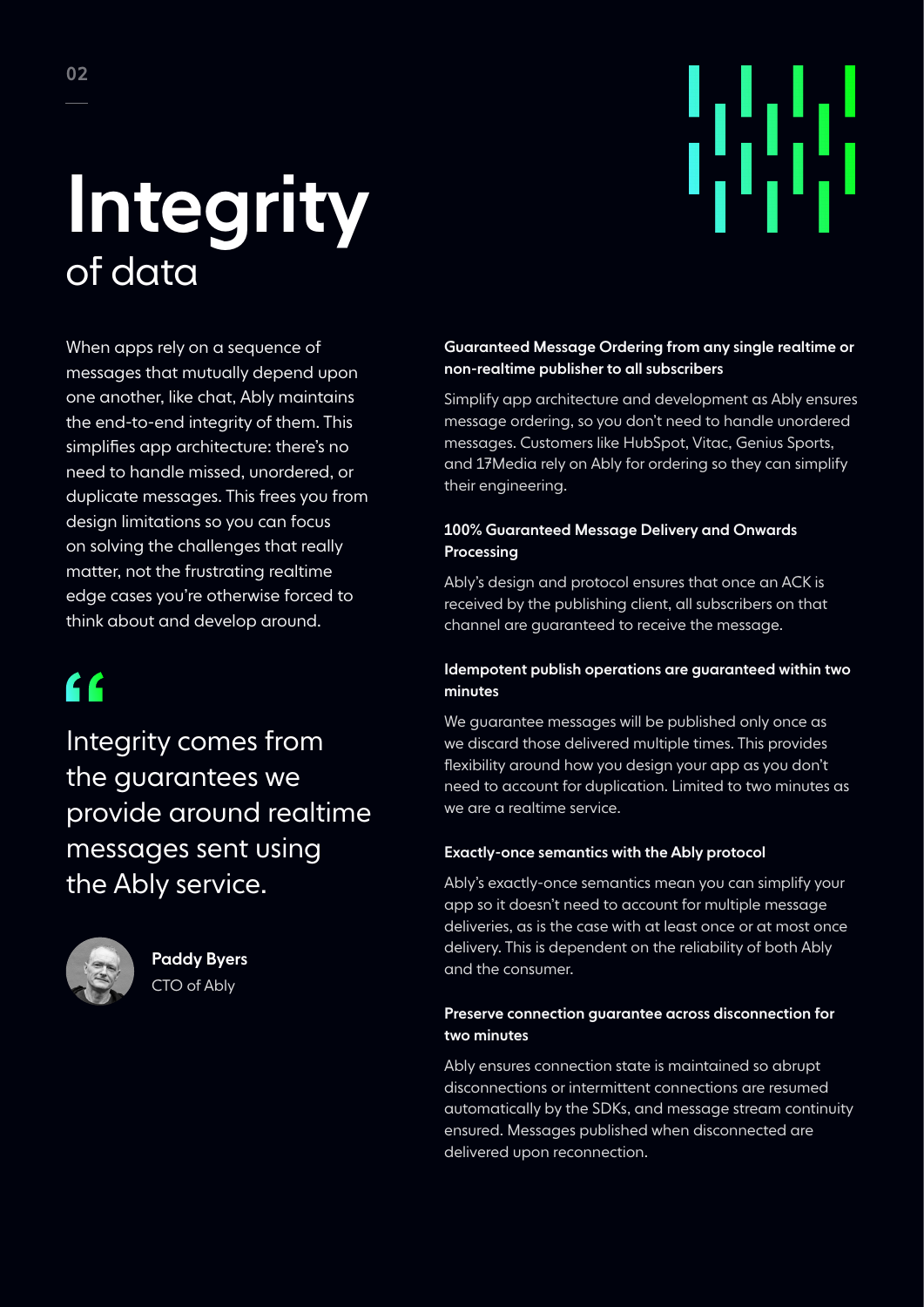# Integrity
## of data

When apps rely on a sequence of messages that mutually depend upon one another, like chat, Ably maintains the end-to-end integrity of them. This simplifies app architecture: there's no need to handle missed, unordered, or duplicate messages. This frees you from design limitations so you can focus on solving the challenges that really matter, not the frustrating realtime edge cases you're otherwise forced to think about and develop around.

> Integrity comes from the guarantees we provide around realtime messages sent using the Ably service.
>
> **Paddy Byers**
> CTO of Ably

**Guaranteed Message Ordering from any single realtime or non-realtime publisher to all subscribers**

Simplify app architecture and development as Ably ensures message ordering, so you don't need to handle unordered messages. Customers like HubSpot, Vitac, Genius Sports, and 17Media rely on Ably for ordering so they can simplify their engineering.

**100% Guaranteed Message Delivery and Onwards Processing**

Ably's design and protocol ensures that once an ACK is received by the publishing client, all subscribers on that channel are guaranteed to receive the message.

**Idempotent publish operations are guaranteed within two minutes**

We guarantee messages will be published only once as we discard those delivered multiple times. This provides flexibility around how you design your app as you don't need to account for duplication. Limited to two minutes as we are a realtime service.

**Exactly-once semantics with the Ably protocol**

Ably's exactly-once semantics mean you can simplify your app so it doesn't need to account for multiple message deliveries, as is the case with at least once or at most once delivery. This is dependent on the reliability of both Ably and the consumer.

**Preserve connection guarantee across disconnection for two minutes**

Ably ensures connection state is maintained so abrupt disconnections or intermittent connections are resumed automatically by the SDKs, and message stream continuity ensured. Messages published when disconnected are delivered upon reconnection.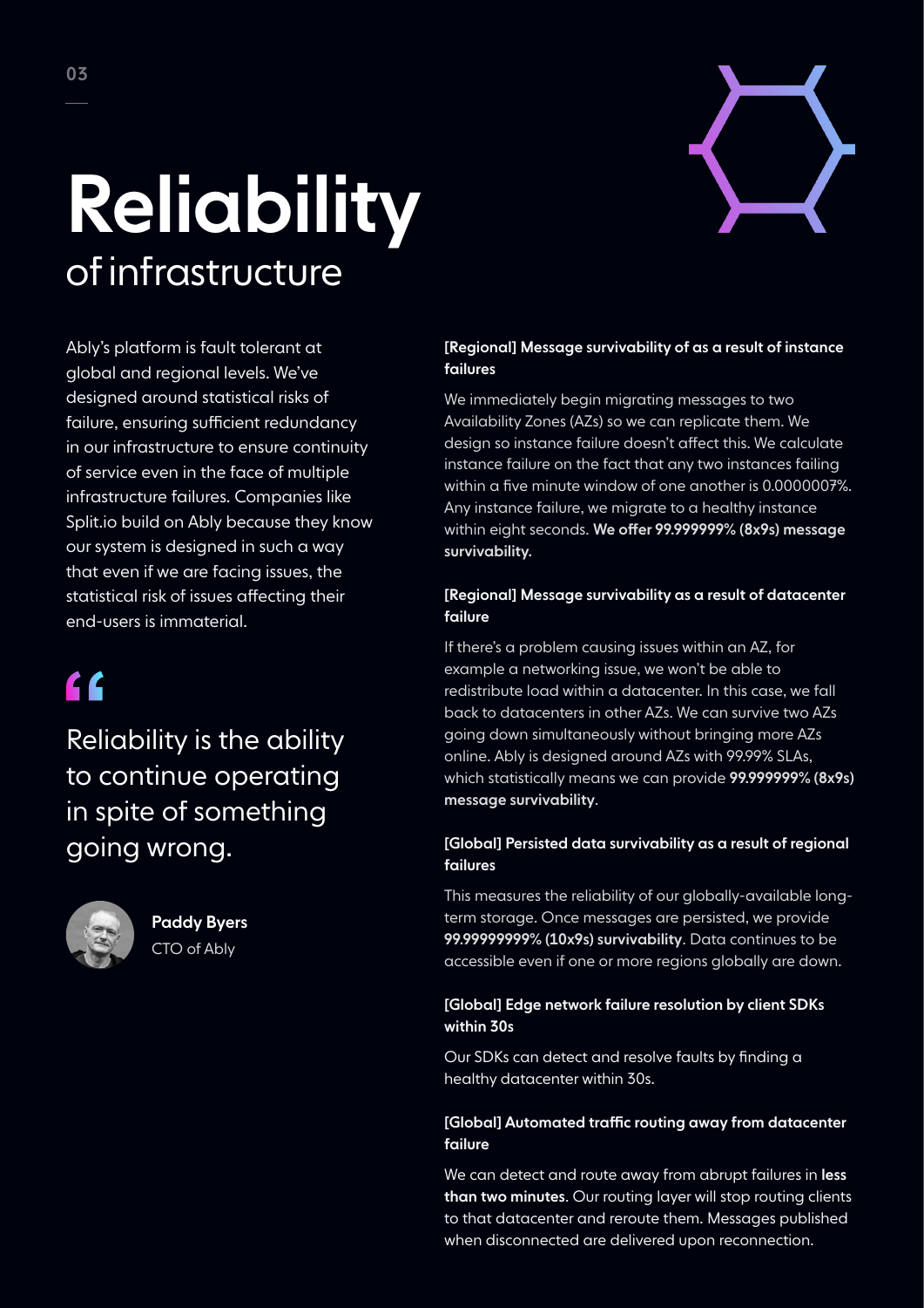# Reliability
## of infrastructure

Ably's platform is fault tolerant at global and regional levels. We've designed around statistical risks of failure, ensuring sufficient redundancy in our infrastructure to ensure continuity of service even in the face of multiple infrastructure failures. Companies like Split.io build on Ably because they know our system is designed in such a way that even if we are facing issues, the statistical risk of issues affecting their end-users is immaterial.

> Reliability is the ability to continue operating in spite of something going wrong.
>
> **Paddy Byers**
> CTO of Ably

**[Regional] Message survivability of as a result of instance failures**

We immediately begin migrating messages to two Availability Zones (AZs) so we can replicate them. We design so instance failure doesn't affect this. We calculate instance failure on the fact that any two instances failing within a five minute window of one another is 0.0000007%. Any instance failure, we migrate to a healthy instance within eight seconds. **We offer 99.999999% (8x9s) message survivability.**

**[Regional] Message survivability as a result of datacenter failure**

If there's a problem causing issues within an AZ, for example a networking issue, we won't be able to redistribute load within a datacenter. In this case, we fall back to datacenters in other AZs. We can survive two AZs going down simultaneously without bringing more AZs online. Ably is designed around AZs with 99.99% SLAs, which statistically means we can provide **99.999999% (8x9s) message survivability**.

**[Global] Persisted data survivability as a result of regional failures**

This measures the reliability of our globally-available long-term storage. Once messages are persisted, we provide **99.99999999% (10x9s) survivability**. Data continues to be accessible even if one or more regions globally are down.

**[Global] Edge network failure resolution by client SDKs within 30s**

Our SDKs can detect and resolve faults by finding a healthy datacenter within 30s.

**[Global] Automated traffic routing away from datacenter failure**

We can detect and route away from abrupt failures in **less than two minutes**. Our routing layer will stop routing clients to that datacenter and reroute them. Messages published when disconnected are delivered upon reconnection.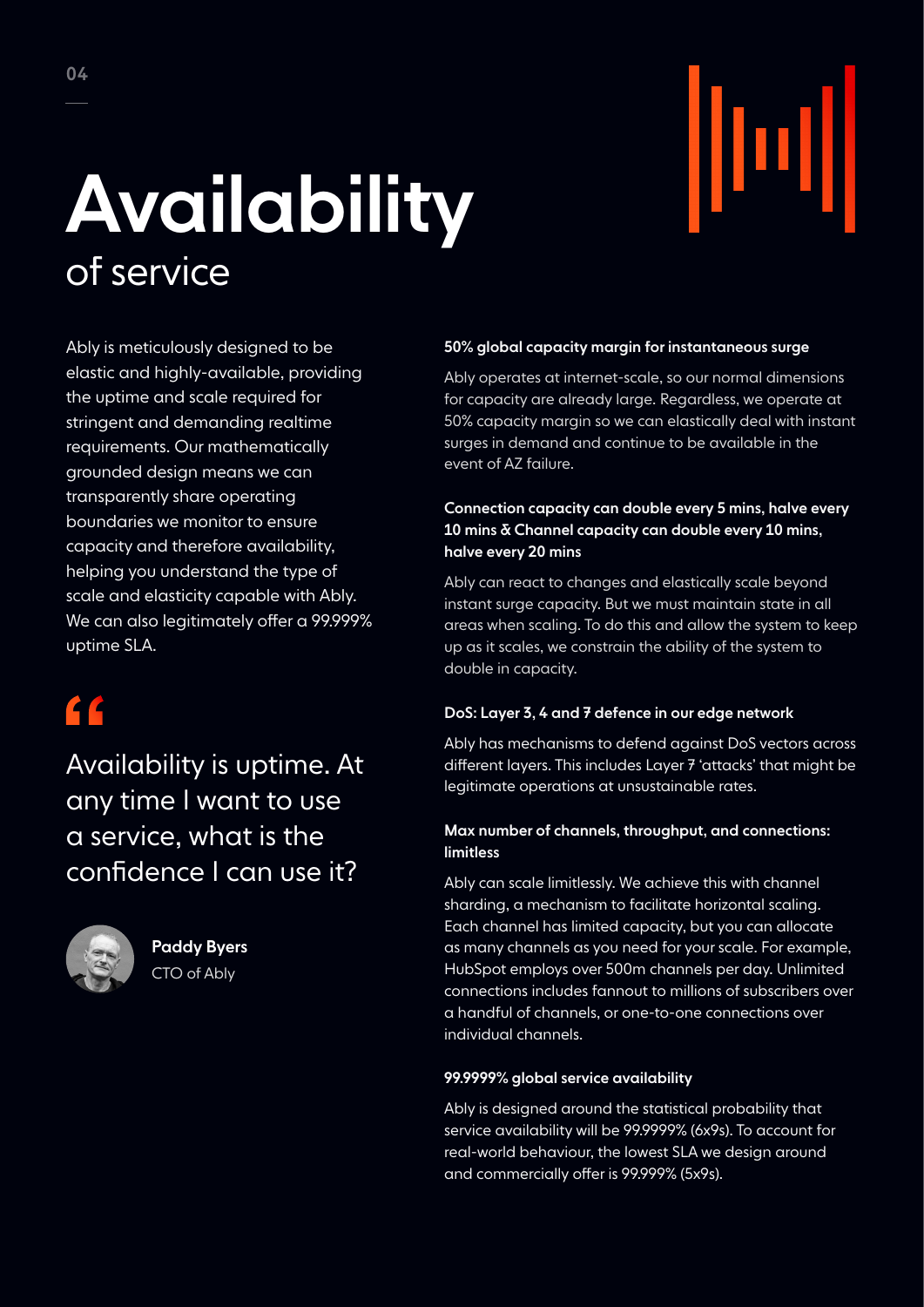# Availability

## of service

Ably is meticulously designed to be elastic and highly-available, providing the uptime and scale required for stringent and demanding realtime requirements. Our mathematically grounded design means we can transparently share operating boundaries we monitor to ensure capacity and therefore availability, helping you understand the type of scale and elasticity capable with Ably. We can also legitimately offer a 99.999% uptime SLA.

> Availability is uptime. At any time I want to use a service, what is the confidence I can use it?
>
> **Paddy Byers**
> CTO of Ably

**50% global capacity margin for instantaneous surge**

Ably operates at internet-scale, so our normal dimensions for capacity are already large. Regardless, we operate at 50% capacity margin so we can elastically deal with instant surges in demand and continue to be available in the event of AZ failure.

**Connection capacity can double every 5 mins, halve every 10 mins & Channel capacity can double every 10 mins, halve every 20 mins**

Ably can react to changes and elastically scale beyond instant surge capacity. But we must maintain state in all areas when scaling. To do this and allow the system to keep up as it scales, we constrain the ability of the system to double in capacity.

**DoS: Layer 3, 4 and 7 defence in our edge network**

Ably has mechanisms to defend against DoS vectors across different layers. This includes Layer 7 'attacks' that might be legitimate operations at unsustainable rates.

**Max number of channels, throughput, and connections: limitless**

Ably can scale limitlessly. We achieve this with channel sharding, a mechanism to facilitate horizontal scaling. Each channel has limited capacity, but you can allocate as many channels as you need for your scale. For example, HubSpot employs over 500m channels per day. Unlimited connections includes fannout to millions of subscribers over a handful of channels, or one-to-one connections over individual channels.

**99.9999% global service availability**

Ably is designed around the statistical probability that service availability will be 99.9999% (6x9s). To account for real-world behaviour, the lowest SLA we design around and commercially offer is 99.999% (5x9s).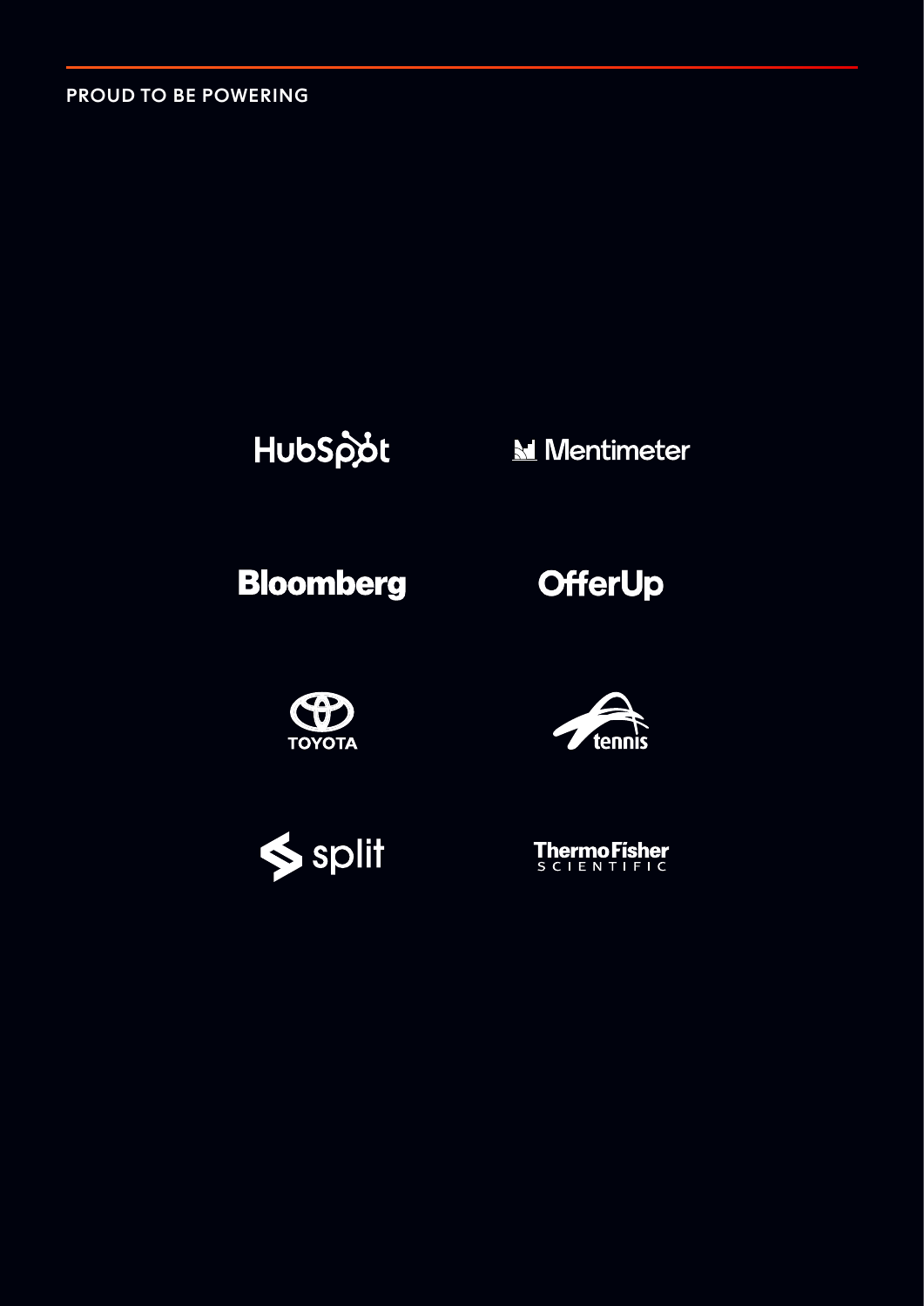PROUD TO BE POWERING

HubSpot

Mentimeter

Bloomberg

OfferUp

TOYOTA

tennis

split

ThermoFisher SCIENTIFIC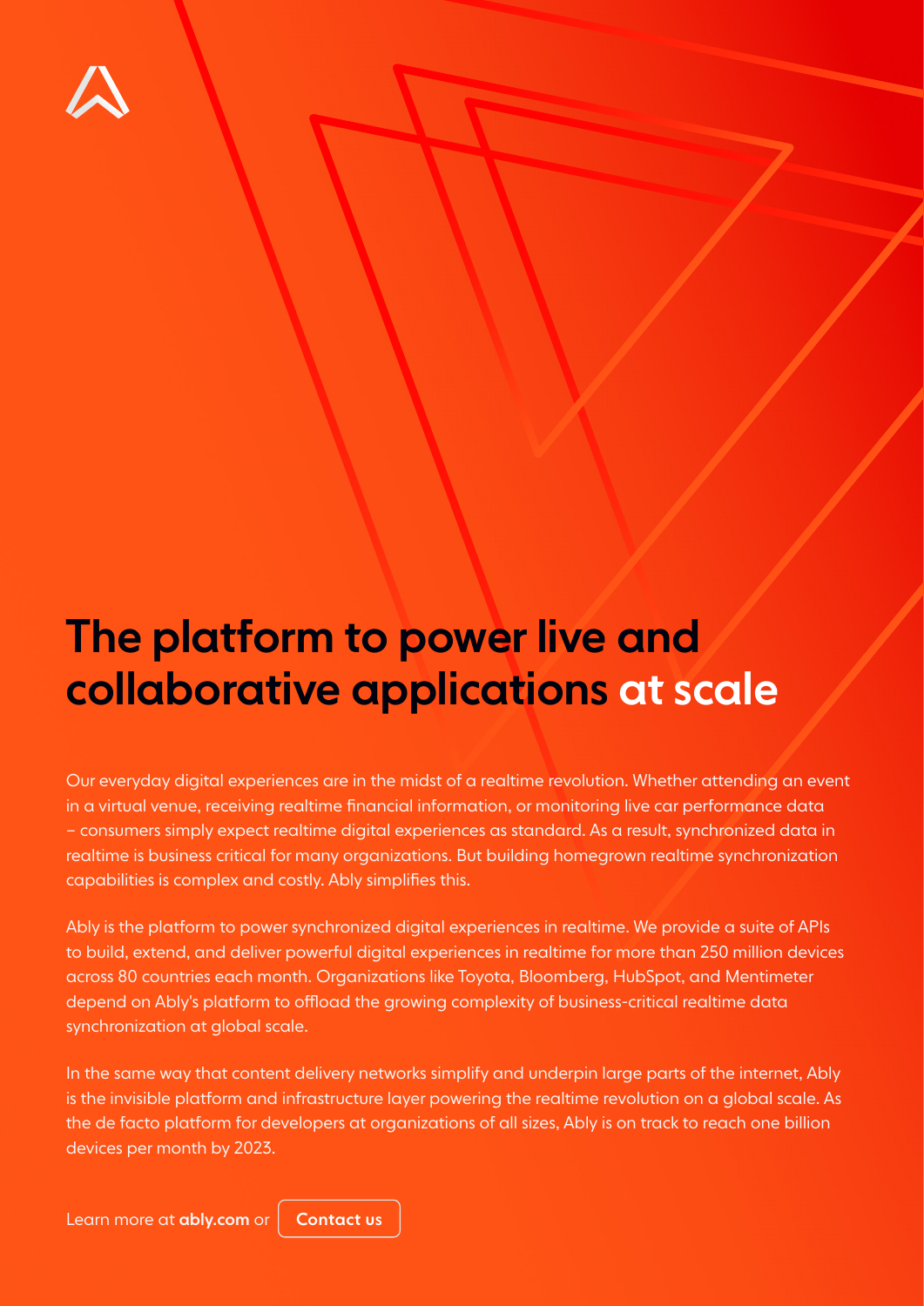# The platform to power live and collaborative applications at scale

Our everyday digital experiences are in the midst of a realtime revolution. Whether attending an event in a virtual venue, receiving realtime financial information, or monitoring live car performance data – consumers simply expect realtime digital experiences as standard. As a result, synchronized data in realtime is business critical for many organizations. But building homegrown realtime synchronization capabilities is complex and costly. Ably simplifies this.

Ably is the platform to power synchronized digital experiences in realtime. We provide a suite of APIs to build, extend, and deliver powerful digital experiences in realtime for more than 250 million devices across 80 countries each month. Organizations like Toyota, Bloomberg, HubSpot, and Mentimeter depend on Ably's platform to offload the growing complexity of business-critical realtime data synchronization at global scale.

In the same way that content delivery networks simplify and underpin large parts of the internet, Ably is the invisible platform and infrastructure layer powering the realtime revolution on a global scale. As the de facto platform for developers at organizations of all sizes, Ably is on track to reach one billion devices per month by 2023.

Learn more at **ably.com** or **Contact us**